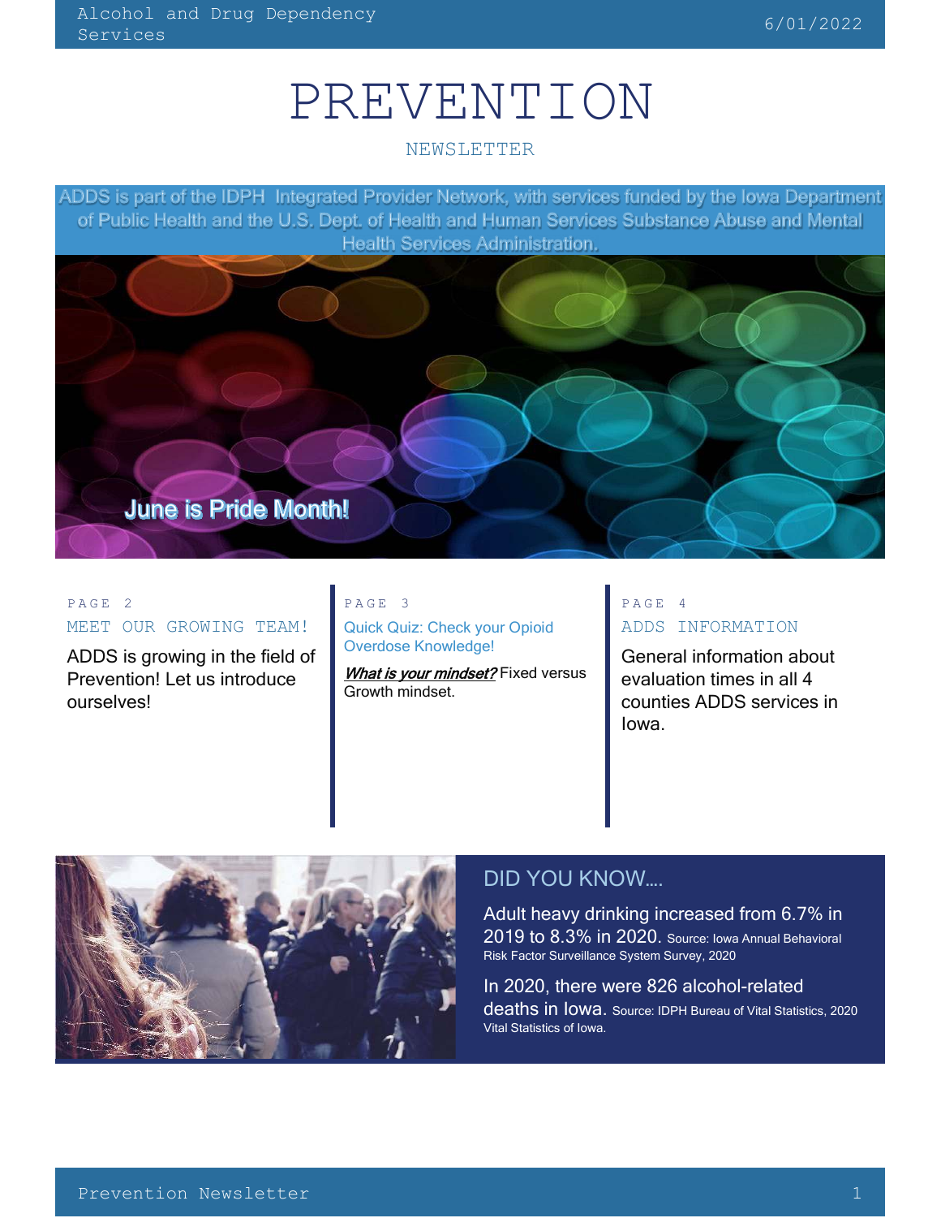# PREVENTION

NEWSLETTER

ADDS is part of the IDPH Integrated Provider Network, with services funded by the Iowa Department of Public Health and the U.S. Dept. of Health and Human Services Substance Abuse and Mental Health Services Administration.

June is Pride Month!

PAGE 2

## MEET OUR GROWING TEAM!

ADDS is growing in the field of Prevention! Let us introduce ourselves!

PAGE 3

## Quick Quiz: Check your Opioid Overdose Knowledge!

***What is your mindset?*** Fixed versus Growth mindset.

PAGE 4

## ADDS INFORMATION

General information about evaluation times in all 4 counties ADDS services in Iowa.

## DID YOU KNOW….

Adult heavy drinking increased from 6.7% in 2019 to 8.3% in 2020. Source: Iowa Annual Behavioral Risk Factor Surveillance System Survey, 2020

In 2020, there were 826 alcohol-related deaths in Iowa. Source: IDPH Bureau of Vital Statistics, 2020 Vital Statistics of Iowa.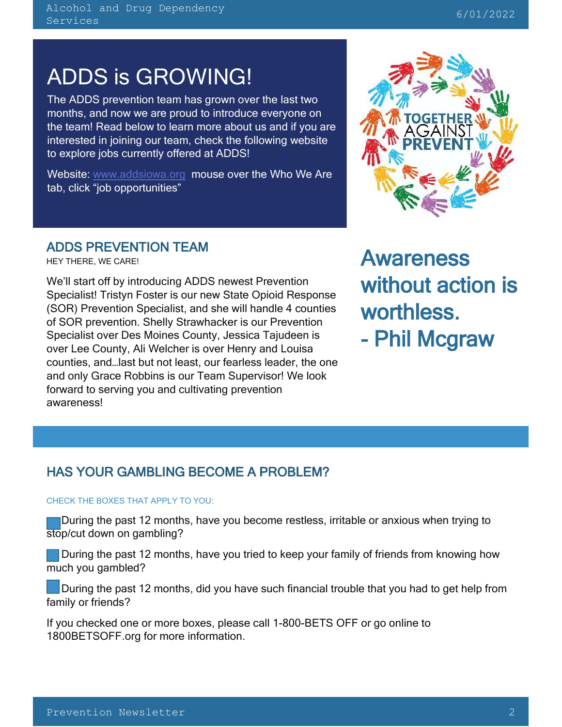# ADDS is GROWING!

The ADDS prevention team has grown over the last two months, and now we are proud to introduce everyone on the team! Read below to learn more about us and if you are interested in joining our team, check the following website to explore jobs currently offered at ADDS!

Website: www.addsiowa.org mouse over the Who We Are tab, click "job opportunities"

## ADDS PREVENTION TEAM

HEY THERE, WE CARE!

We'll start off by introducing ADDS newest Prevention Specialist! Tristyn Foster is our new State Opioid Response (SOR) Prevention Specialist, and she will handle 4 counties of SOR prevention. Shelly Strawhacker is our Prevention Specialist over Des Moines County, Jessica Tajudeen is over Lee County, Ali Welcher is over Henry and Louisa counties, and…last but not least, our fearless leader, the one and only Grace Robbins is our Team Supervisor! We look forward to serving you and cultivating prevention awareness!

**Awareness without action is worthless.**
**- Phil Mcgraw**

## HAS YOUR GAMBLING BECOME A PROBLEM?

CHECK THE BOXES THAT APPLY TO YOU:

- ☐ During the past 12 months, have you become restless, irritable or anxious when trying to stop/cut down on gambling?
- ☐ During the past 12 months, have you tried to keep your family of friends from knowing how much you gambled?
- ☐ During the past 12 months, did you have such financial trouble that you had to get help from family or friends?

If you checked one or more boxes, please call 1-800-BETS OFF or go online to 1800BETSOFF.org for more information.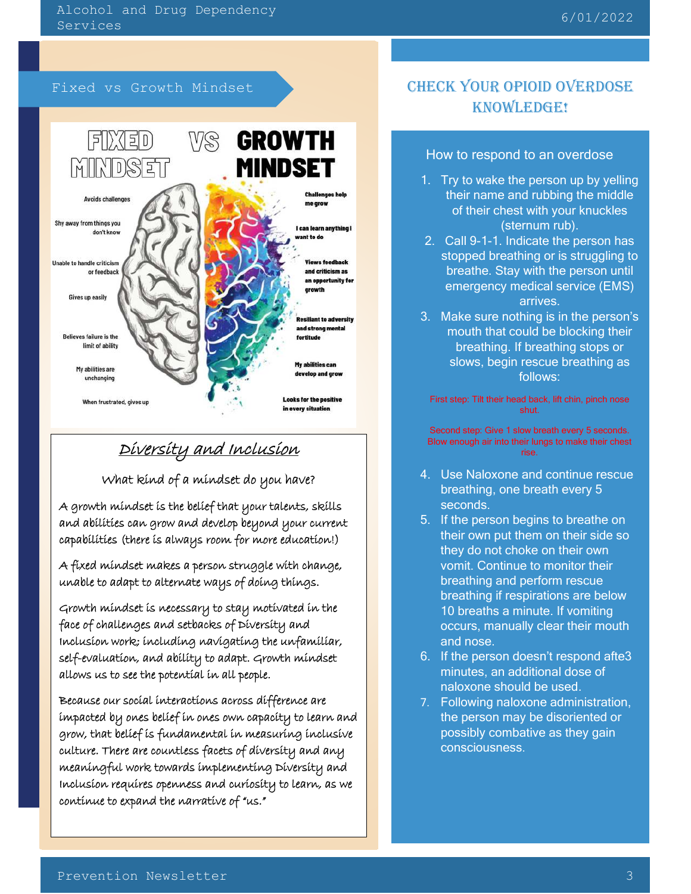## Fixed vs Growth Mindset

| FIXED MINDSET | GROWTH MINDSET |
| --- | --- |
| Avoids challenges | Challenges help me grow |
| Shy away from things you don't know | I can learn anything I want to do |
| Unable to handle criticism or feedback | Views feedback and criticism as an opportunity for growth |
| Gives up easily | Resiliant to adversity and strong mental fortitude |
| Believes failure is the limit of ability | My abilities can develop and grow |
| My abilities are unchanging | Looks for the positive in every situation |
| When frustrated, gives up | |

### Diversity and Inclusion

What kind of a mindset do you have?

A growth mindset is the belief that your talents, skills and abilities can grow and develop beyond your current capabilities (there is always room for more education!)

A fixed mindset makes a person struggle with change, unable to adapt to alternate ways of doing things.

Growth mindset is necessary to stay motivated in the face of challenges and setbacks of Diversity and Inclusion work; including navigating the unfamiliar, self-evaluation, and ability to adapt. Growth mindset allows us to see the potential in all people.

Because our social interactions across difference are impacted by ones belief in ones own capacity to learn and grow, that belief is fundamental in measuring inclusive culture. There are countless facets of diversity and any meaningful work towards implementing Diversity and Inclusion requires openness and curiosity to learn, as we continue to expand the narrative of "us."

## CHECK YOUR OPIOID OVERDOSE KNOWLEDGE!

How to respond to an overdose

1. Try to wake the person up by yelling their name and rubbing the middle of their chest with your knuckles (sternum rub).
2. Call 9-1-1. Indicate the person has stopped breathing or is struggling to breathe. Stay with the person until emergency medical service (EMS) arrives.
3. Make sure nothing is in the person's mouth that could be blocking their breathing. If breathing stops or slows, begin rescue breathing as follows:

First step: Tilt their head back, lift chin, pinch nose shut.

Second step: Give 1 slow breath every 5 seconds. Blow enough air into their lungs to make their chest rise.

4. Use Naloxone and continue rescue breathing, one breath every 5 seconds.
5. If the person begins to breathe on their own put them on their side so they do not choke on their own vomit. Continue to monitor their breathing and perform rescue breathing if respirations are below 10 breaths a minute. If vomiting occurs, manually clear their mouth and nose.
6. If the person doesn't respond afte3 minutes, an additional dose of naloxone should be used.
7. Following naloxone administration, the person may be disoriented or possibly combative as they gain consciousness.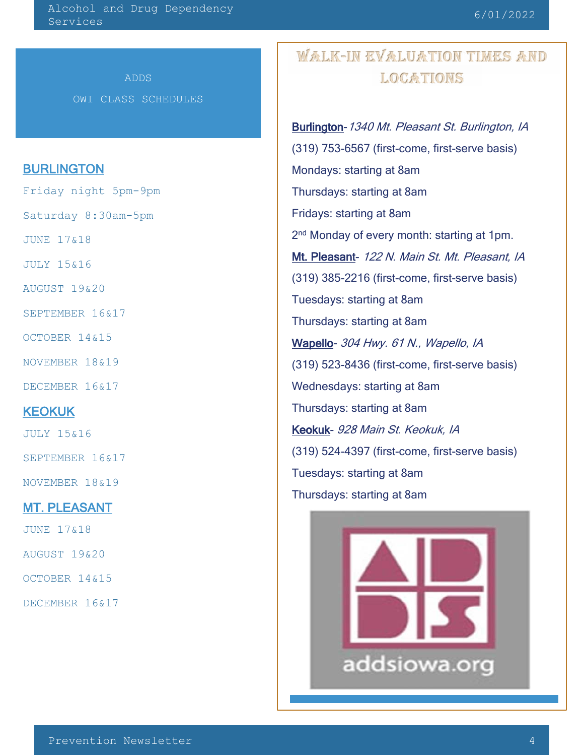## ADDS OWI CLASS SCHEDULES

### BURLINGTON

Friday night 5pm-9pm

Saturday 8:30am-5pm

JUNE 17&18

JULY 15&16

AUGUST 19&20

SEPTEMBER 16&17

OCTOBER 14&15

NOVEMBER 18&19

DECEMBER 16&17

### KEOKUK

JULY 15&16

SEPTEMBER 16&17

NOVEMBER 18&19

### MT. PLEASANT

JUNE 17&18

AUGUST 19&20

OCTOBER 14&15

DECEMBER 16&17

## WALK-IN EVALUATION TIMES AND LOCATIONS

**Burlington**- *1340 Mt. Pleasant St. Burlington, IA*

(319) 753-6567 (first-come, first-serve basis)

Mondays: starting at 8am

Thursdays: starting at 8am

Fridays: starting at 8am

2nd Monday of every month: starting at 1pm.

**Mt. Pleasant**- *122 N. Main St. Mt. Pleasant, IA*

(319) 385-2216 (first-come, first-serve basis)

Tuesdays: starting at 8am

Thursdays: starting at 8am

**Wapello**- *304 Hwy. 61 N., Wapello, IA*

(319) 523-8436 (first-come, first-serve basis)

Wednesdays: starting at 8am

Thursdays: starting at 8am

**Keokuk**- *928 Main St. Keokuk, IA*

(319) 524-4397 (first-come, first-serve basis)

Tuesdays: starting at 8am

Thursdays: starting at 8am

addsiowa.org